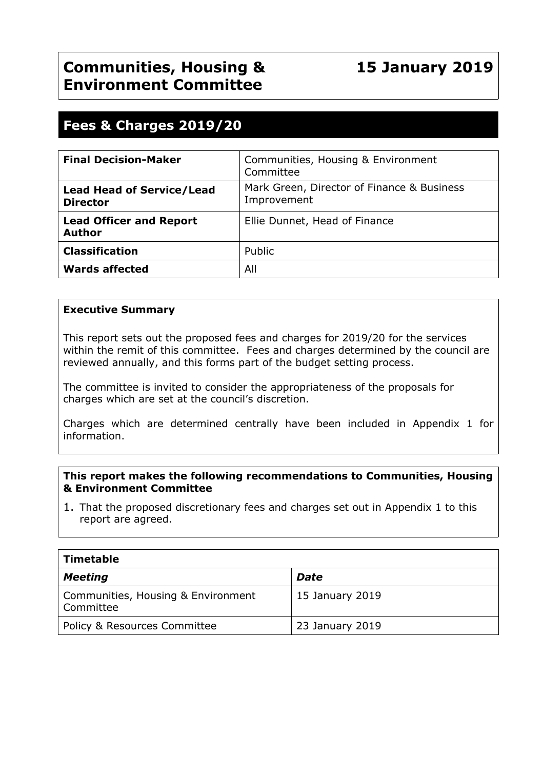# Communities, Housing & Environment Committee

**15 January 2019**

## Fees & Charges 2019/20

| | |
|---|---|
| **Final Decision-Maker** | Communities, Housing & Environment Committee |
| **Lead Head of Service/Lead Director** | Mark Green, Director of Finance & Business Improvement |
| **Lead Officer and Report Author** | Ellie Dunnet, Head of Finance |
| **Classification** | Public |
| **Wards affected** | All |

**Executive Summary**

This report sets out the proposed fees and charges for 2019/20 for the services within the remit of this committee. Fees and charges determined by the council are reviewed annually, and this forms part of the budget setting process.

The committee is invited to consider the appropriateness of the proposals for charges which are set at the council's discretion.

Charges which are determined centrally have been included in Appendix 1 for information.

**This report makes the following recommendations to Communities, Housing & Environment Committee**

1. That the proposed discretionary fees and charges set out in Appendix 1 to this report are agreed.

| **Timetable** | |
|---|---|
| ***Meeting*** | ***Date*** |
| Communities, Housing & Environment Committee | 15 January 2019 |
| Policy & Resources Committee | 23 January 2019 |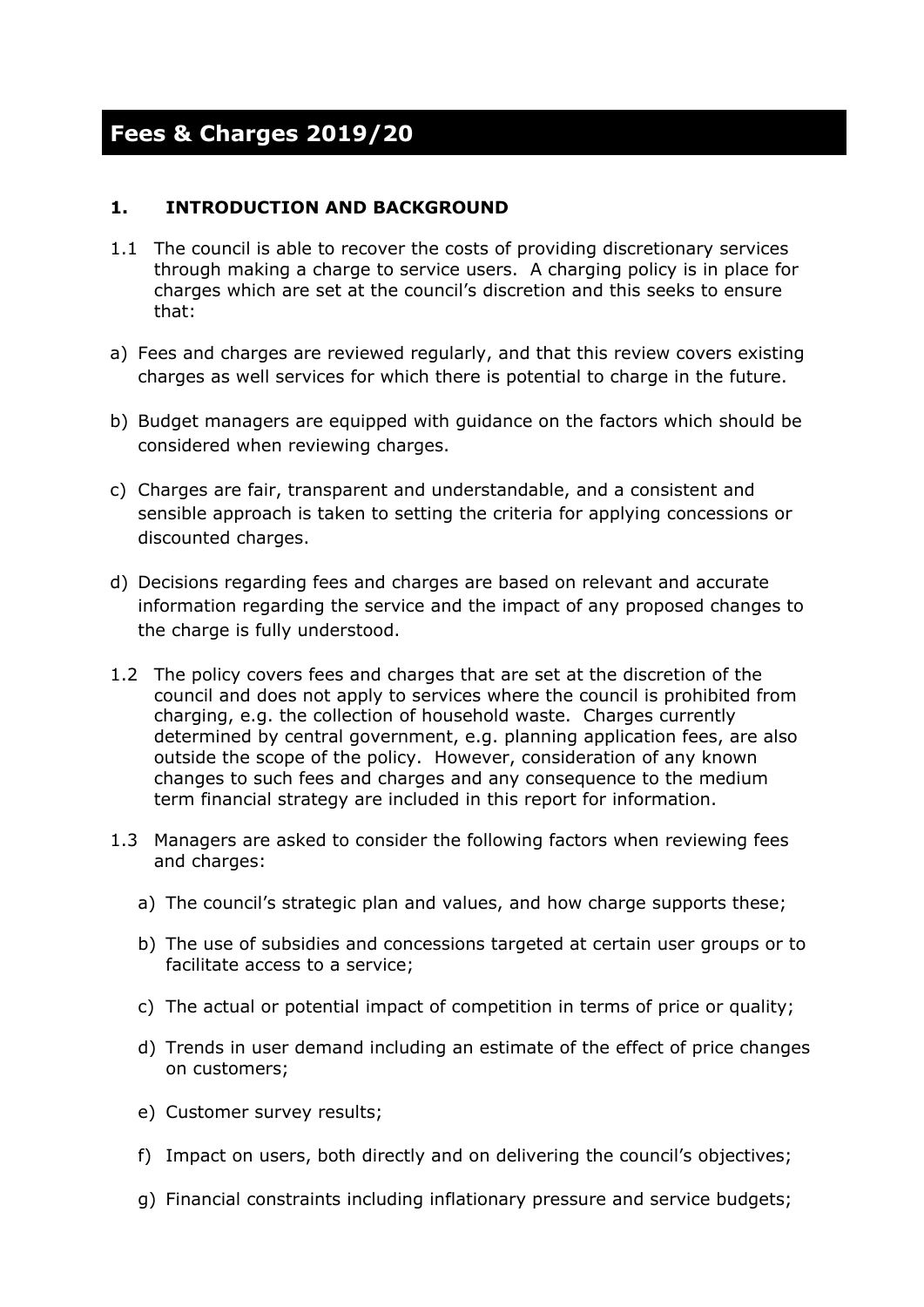# Fees & Charges 2019/20

## 1. INTRODUCTION AND BACKGROUND

1.1 The council is able to recover the costs of providing discretionary services through making a charge to service users. A charging policy is in place for charges which are set at the council's discretion and this seeks to ensure that:

a) Fees and charges are reviewed regularly, and that this review covers existing charges as well services for which there is potential to charge in the future.

b) Budget managers are equipped with guidance on the factors which should be considered when reviewing charges.

c) Charges are fair, transparent and understandable, and a consistent and sensible approach is taken to setting the criteria for applying concessions or discounted charges.

d) Decisions regarding fees and charges are based on relevant and accurate information regarding the service and the impact of any proposed changes to the charge is fully understood.

1.2 The policy covers fees and charges that are set at the discretion of the council and does not apply to services where the council is prohibited from charging, e.g. the collection of household waste. Charges currently determined by central government, e.g. planning application fees, are also outside the scope of the policy. However, consideration of any known changes to such fees and charges and any consequence to the medium term financial strategy are included in this report for information.

1.3 Managers are asked to consider the following factors when reviewing fees and charges:

a) The council's strategic plan and values, and how charge supports these;

b) The use of subsidies and concessions targeted at certain user groups or to facilitate access to a service;

c) The actual or potential impact of competition in terms of price or quality;

d) Trends in user demand including an estimate of the effect of price changes on customers;

e) Customer survey results;

f) Impact on users, both directly and on delivering the council's objectives;

g) Financial constraints including inflationary pressure and service budgets;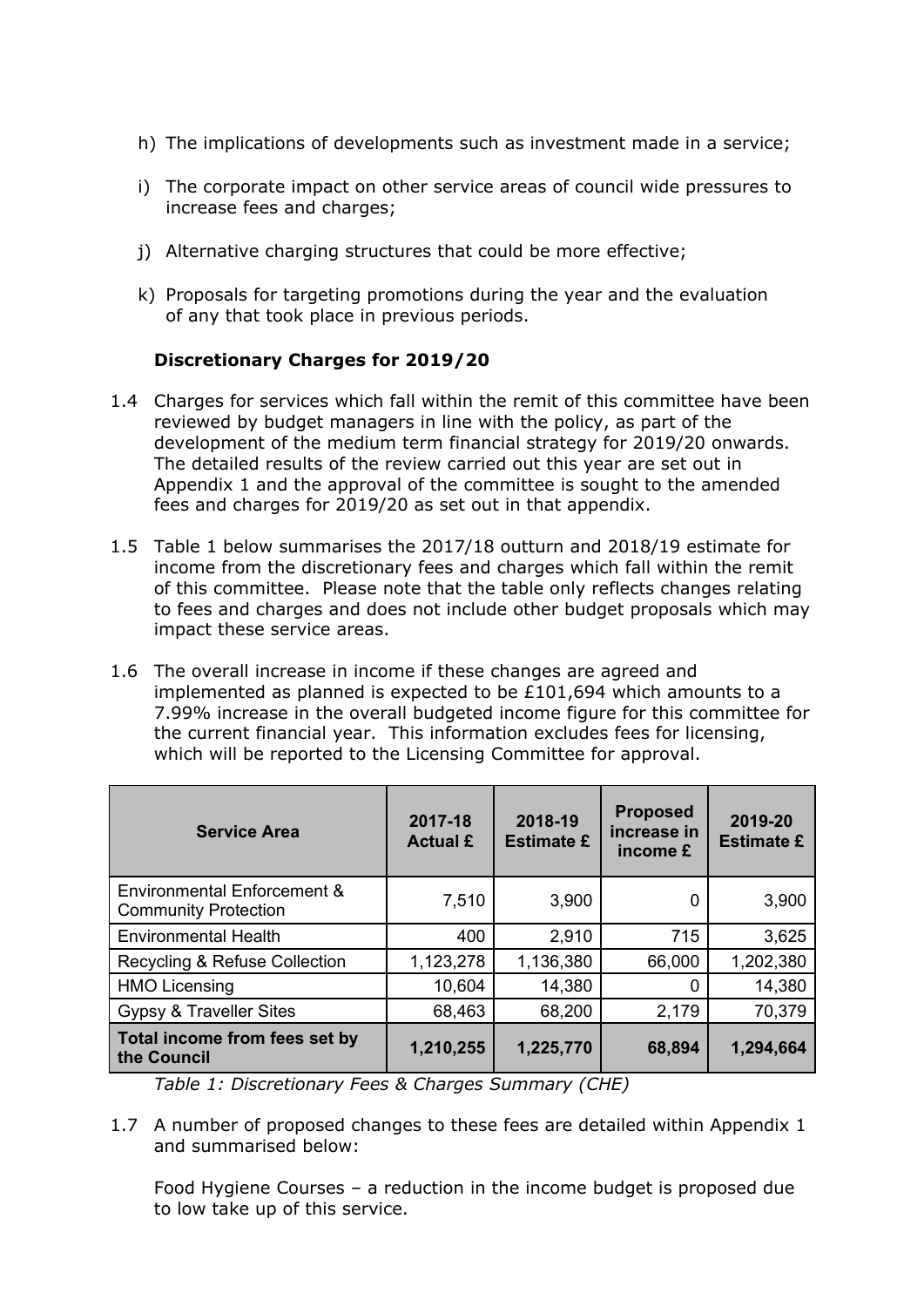h) The implications of developments such as investment made in a service;

i) The corporate impact on other service areas of council wide pressures to increase fees and charges;

j) Alternative charging structures that could be more effective;

k) Proposals for targeting promotions during the year and the evaluation of any that took place in previous periods.

### Discretionary Charges for 2019/20

1.4 Charges for services which fall within the remit of this committee have been reviewed by budget managers in line with the policy, as part of the development of the medium term financial strategy for 2019/20 onwards. The detailed results of the review carried out this year are set out in Appendix 1 and the approval of the committee is sought to the amended fees and charges for 2019/20 as set out in that appendix.

1.5 Table 1 below summarises the 2017/18 outturn and 2018/19 estimate for income from the discretionary fees and charges which fall within the remit of this committee. Please note that the table only reflects changes relating to fees and charges and does not include other budget proposals which may impact these service areas.

1.6 The overall increase in income if these changes are agreed and implemented as planned is expected to be £101,694 which amounts to a 7.99% increase in the overall budgeted income figure for this committee for the current financial year. This information excludes fees for licensing, which will be reported to the Licensing Committee for approval.

| Service Area | 2017-18 Actual £ | 2018-19 Estimate £ | Proposed increase in income £ | 2019-20 Estimate £ |
|---|---|---|---|---|
| Environmental Enforcement & Community Protection | 7,510 | 3,900 | 0 | 3,900 |
| Environmental Health | 400 | 2,910 | 715 | 3,625 |
| Recycling & Refuse Collection | 1,123,278 | 1,136,380 | 66,000 | 1,202,380 |
| HMO Licensing | 10,604 | 14,380 | 0 | 14,380 |
| Gypsy & Traveller Sites | 68,463 | 68,200 | 2,179 | 70,379 |
| **Total income from fees set by the Council** | **1,210,255** | **1,225,770** | **68,894** | **1,294,664** |

*Table 1: Discretionary Fees & Charges Summary (CHE)*

1.7 A number of proposed changes to these fees are detailed within Appendix 1 and summarised below:

Food Hygiene Courses – a reduction in the income budget is proposed due to low take up of this service.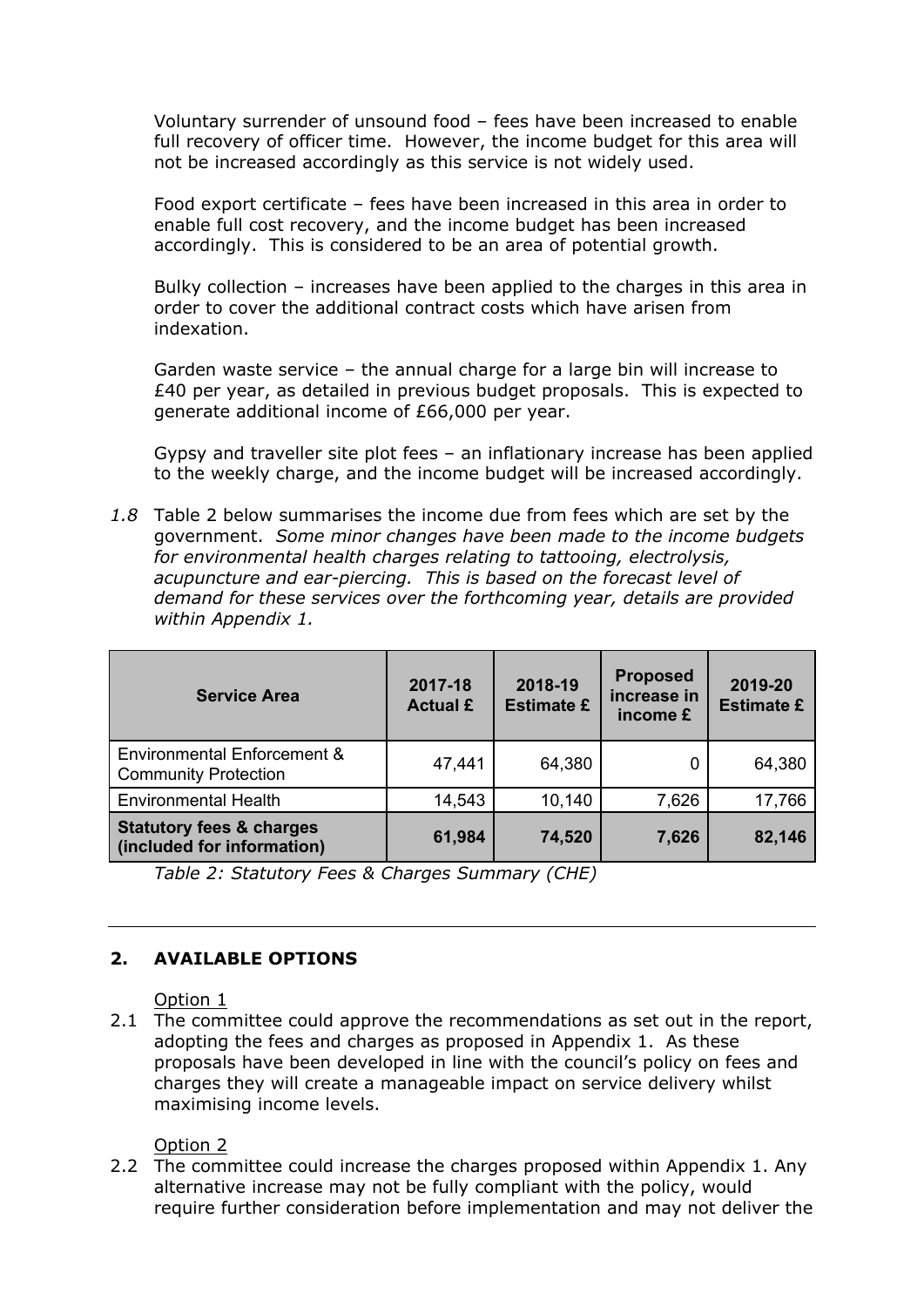Voluntary surrender of unsound food – fees have been increased to enable full recovery of officer time. However, the income budget for this area will not be increased accordingly as this service is not widely used.

Food export certificate – fees have been increased in this area in order to enable full cost recovery, and the income budget has been increased accordingly. This is considered to be an area of potential growth.

Bulky collection – increases have been applied to the charges in this area in order to cover the additional contract costs which have arisen from indexation.

Garden waste service – the annual charge for a large bin will increase to £40 per year, as detailed in previous budget proposals. This is expected to generate additional income of £66,000 per year.

Gypsy and traveller site plot fees – an inflationary increase has been applied to the weekly charge, and the income budget will be increased accordingly.

*1.8* Table 2 below summarises the income due from fees which are set by the government. *Some minor changes have been made to the income budgets for environmental health charges relating to tattooing, electrolysis, acupuncture and ear-piercing. This is based on the forecast level of demand for these services over the forthcoming year, details are provided within Appendix 1.*

| Service Area | 2017-18 Actual £ | 2018-19 Estimate £ | Proposed increase in income £ | 2019-20 Estimate £ |
|---|---|---|---|---|
| Environmental Enforcement & Community Protection | 47,441 | 64,380 | 0 | 64,380 |
| Environmental Health | 14,543 | 10,140 | 7,626 | 17,766 |
| **Statutory fees & charges (included for information)** | **61,984** | **74,520** | **7,626** | **82,146** |

*Table 2: Statutory Fees & Charges Summary (CHE)*

---

## 2. AVAILABLE OPTIONS

Option 1

2.1 The committee could approve the recommendations as set out in the report, adopting the fees and charges as proposed in Appendix 1. As these proposals have been developed in line with the council's policy on fees and charges they will create a manageable impact on service delivery whilst maximising income levels.

Option 2

2.2 The committee could increase the charges proposed within Appendix 1. Any alternative increase may not be fully compliant with the policy, would require further consideration before implementation and may not deliver the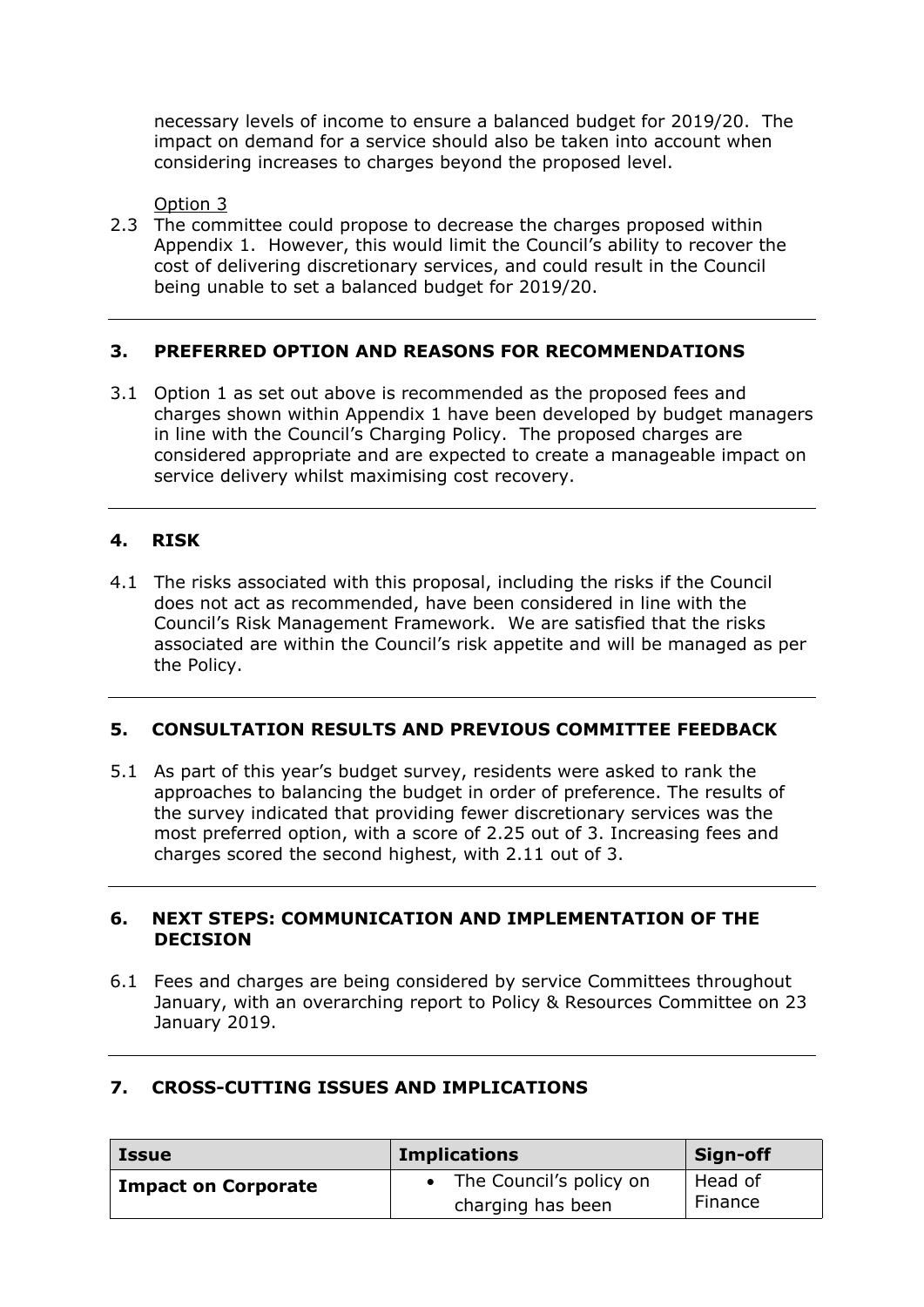necessary levels of income to ensure a balanced budget for 2019/20. The impact on demand for a service should also be taken into account when considering increases to charges beyond the proposed level.

Option 3

2.3 The committee could propose to decrease the charges proposed within Appendix 1. However, this would limit the Council's ability to recover the cost of delivering discretionary services, and could result in the Council being unable to set a balanced budget for 2019/20.

---

## 3. PREFERRED OPTION AND REASONS FOR RECOMMENDATIONS

3.1 Option 1 as set out above is recommended as the proposed fees and charges shown within Appendix 1 have been developed by budget managers in line with the Council's Charging Policy. The proposed charges are considered appropriate and are expected to create a manageable impact on service delivery whilst maximising cost recovery.

---

## 4. RISK

4.1 The risks associated with this proposal, including the risks if the Council does not act as recommended, have been considered in line with the Council's Risk Management Framework. We are satisfied that the risks associated are within the Council's risk appetite and will be managed as per the Policy.

---

## 5. CONSULTATION RESULTS AND PREVIOUS COMMITTEE FEEDBACK

5.1 As part of this year's budget survey, residents were asked to rank the approaches to balancing the budget in order of preference. The results of the survey indicated that providing fewer discretionary services was the most preferred option, with a score of 2.25 out of 3. Increasing fees and charges scored the second highest, with 2.11 out of 3.

---

## 6. NEXT STEPS: COMMUNICATION AND IMPLEMENTATION OF THE DECISION

6.1 Fees and charges are being considered by service Committees throughout January, with an overarching report to Policy & Resources Committee on 23 January 2019.

---

## 7. CROSS-CUTTING ISSUES AND IMPLICATIONS

| Issue | Implications | Sign-off |
|---|---|---|
| **Impact on Corporate** | • The Council's policy on charging has been | Head of Finance |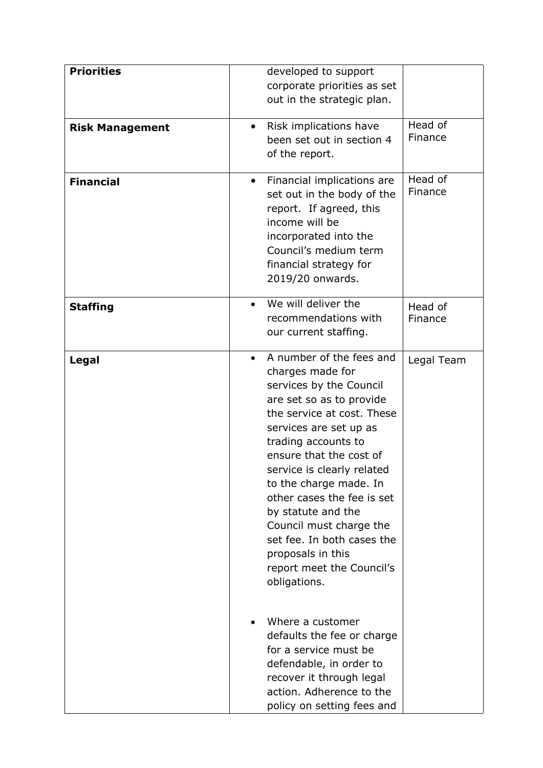| | | |
|---|---|---|
| **Priorities** | developed to support corporate priorities as set out in the strategic plan. | |
| **Risk Management** | • Risk implications have been set out in section 4 of the report. | Head of Finance |
| **Financial** | • Financial implications are set out in the body of the report. If agreed, this income will be incorporated into the Council's medium term financial strategy for 2019/20 onwards. | Head of Finance |
| **Staffing** | • We will deliver the recommendations with our current staffing. | Head of Finance |
| **Legal** | • A number of the fees and charges made for services by the Council are set so as to provide the service at cost. These services are set up as trading accounts to ensure that the cost of service is clearly related to the charge made. In other cases the fee is set by statute and the Council must charge the set fee. In both cases the proposals in this report meet the Council's obligations.<br><br>• Where a customer defaults the fee or charge for a service must be defendable, in order to recover it through legal action. Adherence to the policy on setting fees and | Legal Team |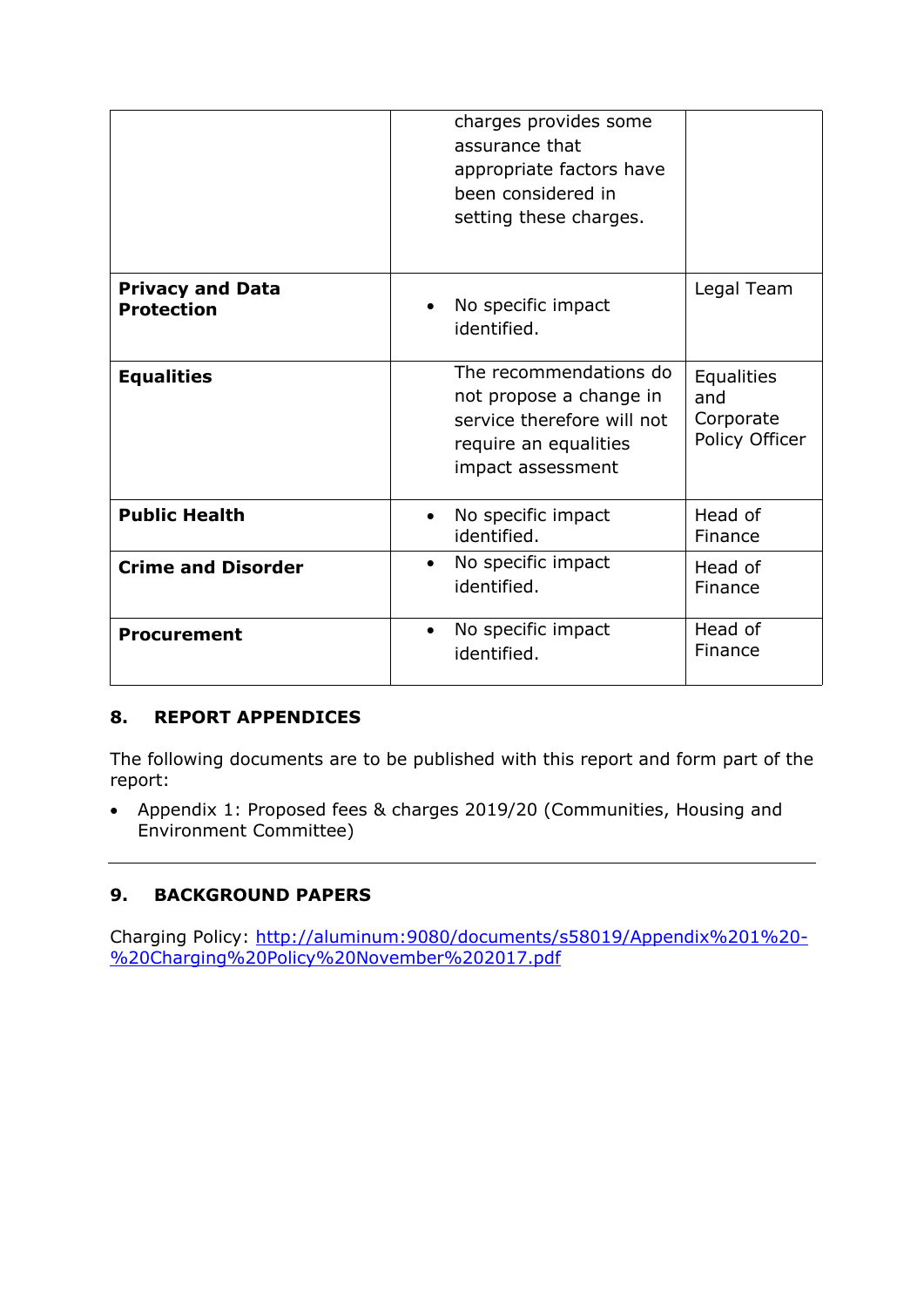| | | |
|---|---|---|
| | charges provides some assurance that appropriate factors have been considered in setting these charges. | |
| **Privacy and Data Protection** | • No specific impact identified. | Legal Team |
| **Equalities** | The recommendations do not propose a change in service therefore will not require an equalities impact assessment | Equalities and Corporate Policy Officer |
| **Public Health** | • No specific impact identified. | Head of Finance |
| **Crime and Disorder** | • No specific impact identified. | Head of Finance |
| **Procurement** | • No specific impact identified. | Head of Finance |

## 8. REPORT APPENDICES

The following documents are to be published with this report and form part of the report:

- Appendix 1: Proposed fees & charges 2019/20 (Communities, Housing and Environment Committee)

---

## 9. BACKGROUND PAPERS

Charging Policy: [http://aluminum:9080/documents/s58019/Appendix%201%20-%20Charging%20Policy%20November%202017.pdf](http://aluminum:9080/documents/s58019/Appendix%201%20-%20Charging%20Policy%20November%202017.pdf)